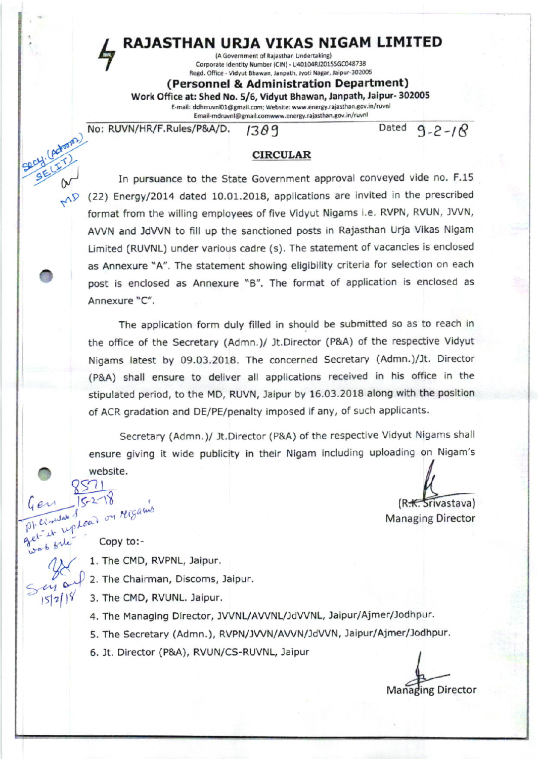# RAJASTHAN URJA VIKAS NIGAM LIMITED

(A Government of Rajasthan Undertaking)
Corporate Identity Number (CIN) - U40104RJ2015SGC048738
Regd. Office - Vidyut Bhawan, Janpath, Jyoti Nagar, Jaipur-302005

## (Personnel & Administration Department)

**Work Office at: Shed No. 5/6, Vidyut Bhawan, Janpath, Jaipur- 302005**

E-mail: ddhrruvnl01@gmail.com; Website: www.energy.rajasthan.gov.in/ruvnl
Email-mdruvnl@gmail.comwww.energy.rajasthan.gov.in/ruvnl

No: RUVN/HR/F.Rules/P&A/D. 1389 Dated 9-2-18

### CIRCULAR

In pursuance to the State Government approval conveyed vide no. F.15 (22) Energy/2014 dated 10.01.2018, applications are invited in the prescribed format from the willing employees of five Vidyut Nigams i.e. RVPN, RVUN, JVVN, AVVN and JdVVN to fill up the sanctioned posts in Rajasthan Urja Vikas Nigam Limited (RUVNL) under various cadre (s). The statement of vacancies is enclosed as Annexure "A". The statement showing eligibility criteria for selection on each post is enclosed as Annexure "B". The format of application is enclosed as Annexure "C".

The application form duly filled in should be submitted so as to reach in the office of the Secretary (Admn.)/ Jt.Director (P&A) of the respective Vidyut Nigams latest by 09.03.2018. The concerned Secretary (Admn.)/Jt. Director (P&A) shall ensure to deliver all applications received in his office in the stipulated period, to the MD, RUVN, Jaipur by 16.03.2018 along with the position of ACR gradation and DE/PE/penalty imposed if any, of such applicants.

Secretary (Admn.)/ Jt.Director (P&A) of the respective Vidyut Nigams shall ensure giving it wide publicity in their Nigam including uploading on Nigam's website.

(R.K. Srivastava)
Managing Director

Copy to:-

1. The CMD, RVPNL, Jaipur.
2. The Chairman, Discoms, Jaipur.
3. The CMD, RVUNL. Jaipur.
4. The Managing Director, JVVNL/AVVNL/JdVVNL, Jaipur/Ajmer/Jodhpur.
5. The Secretary (Admn.), RVPN/JVVN/AVVN/JdVVN, Jaipur/Ajmer/Jodhpur.
6. Jt. Director (P&A), RVUN/CS-RUVNL, Jaipur

Managing Director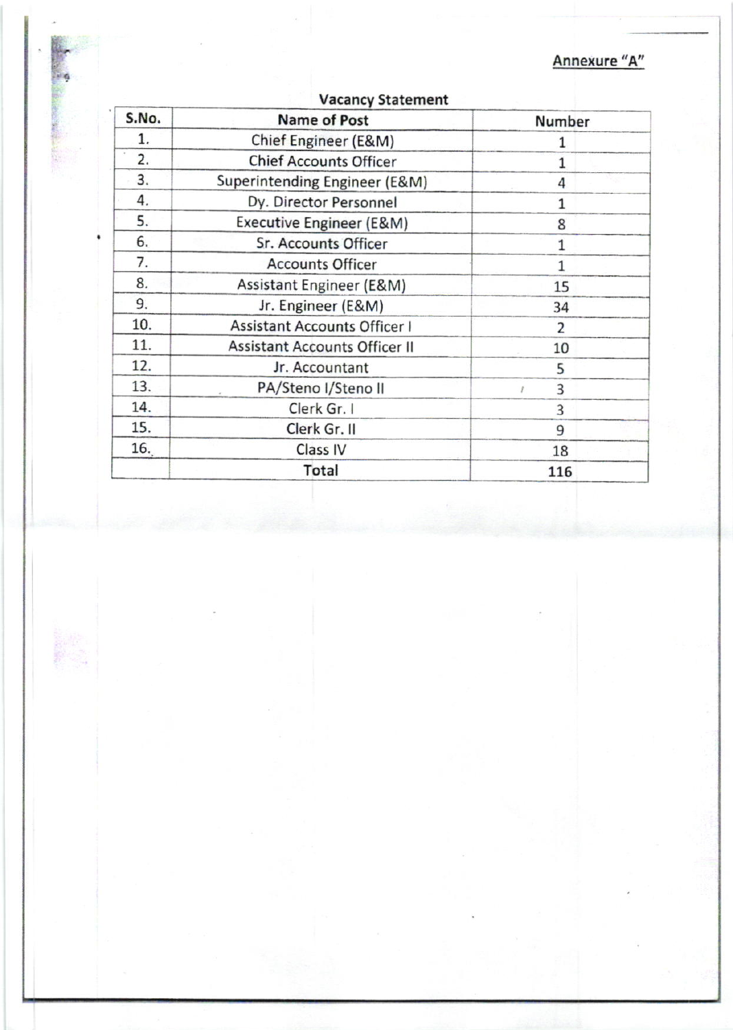Annexure "A"

## Vacancy Statement

| S.No. | Name of Post | Number |
|---|---|---|
| 1. | Chief Engineer (E&M) | 1 |
| 2. | Chief Accounts Officer | 1 |
| 3. | Superintending Engineer (E&M) | 4 |
| 4. | Dy. Director Personnel | 1 |
| 5. | Executive Engineer (E&M) | 8 |
| 6. | Sr. Accounts Officer | 1 |
| 7. | Accounts Officer | 1 |
| 8. | Assistant Engineer (E&M) | 15 |
| 9. | Jr. Engineer (E&M) | 34 |
| 10. | Assistant Accounts Officer I | 2 |
| 11. | Assistant Accounts Officer II | 10 |
| 12. | Jr. Accountant | 5 |
| 13. | PA/Steno I/Steno II | 3 |
| 14. | Clerk Gr. I | 3 |
| 15. | Clerk Gr. II | 9 |
| 16. | Class IV | 18 |
| | **Total** | **116** |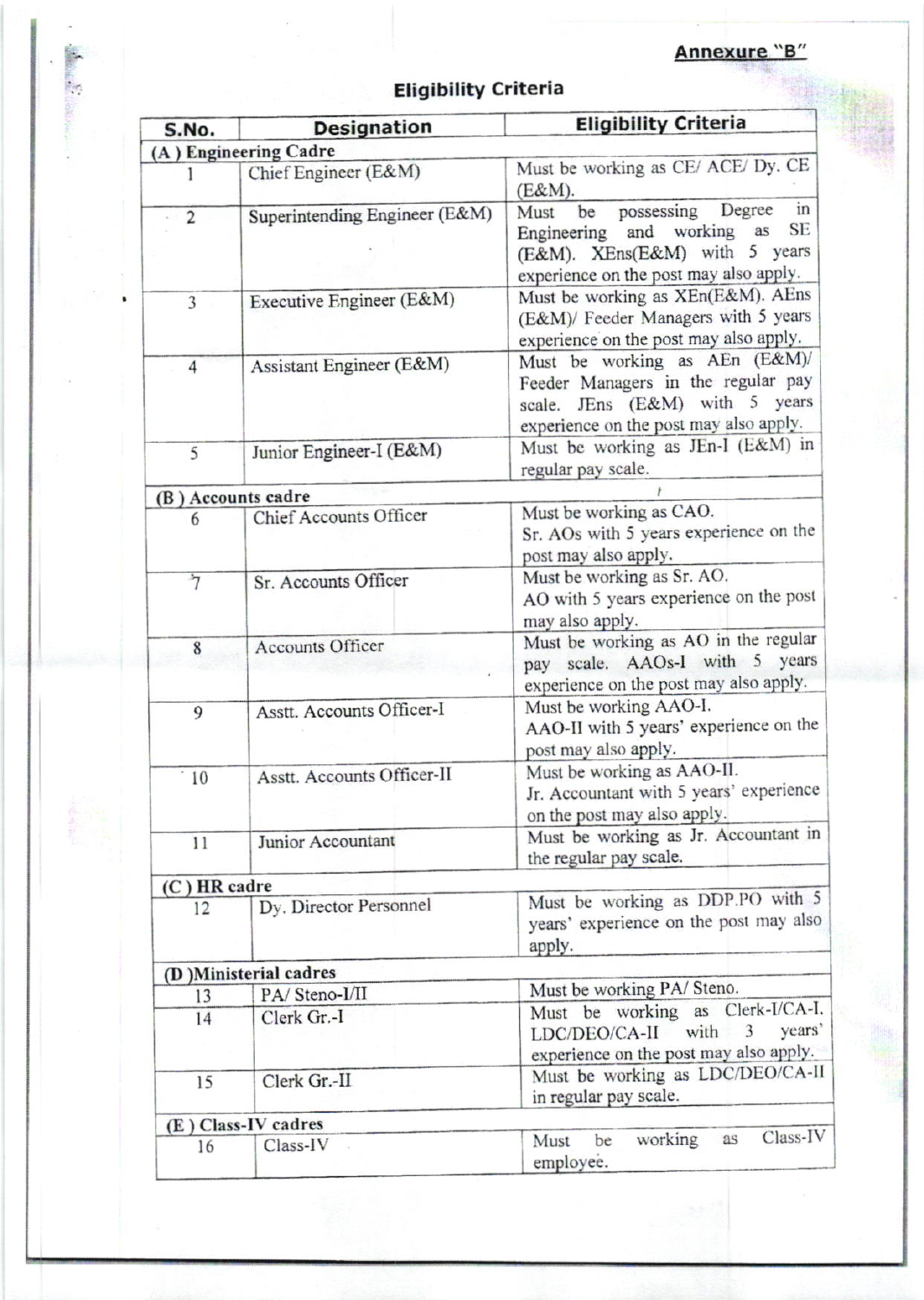**Annexure "B"**

## Eligibility Criteria

| S.No. | Designation | Eligibility Criteria |
|---|---|---|
| **(A) Engineering Cadre** | | |
| 1 | Chief Engineer (E&M) | Must be working as CE/ ACE/ Dy. CE (E&M). |
| 2 | Superintending Engineer (E&M) | Must be possessing Degree in Engineering and working as SE (E&M). XEns(E&M) with 5 years experience on the post may also apply. |
| 3 | Executive Engineer (E&M) | Must be working as XEn(E&M). AEns (E&M)/ Feeder Managers with 5 years experience on the post may also apply. |
| 4 | Assistant Engineer (E&M) | Must be working as AEn (E&M)/ Feeder Managers in the regular pay scale. JEns (E&M) with 5 years experience on the post may also apply. |
| 5 | Junior Engineer-I (E&M) | Must be working as JEn-I (E&M) in regular pay scale. |
| **(B) Accounts cadre** | | |
| 6 | Chief Accounts Officer | Must be working as CAO. Sr. AOs with 5 years experience on the post may also apply. |
| 7 | Sr. Accounts Officer | Must be working as Sr. AO. AO with 5 years experience on the post may also apply. |
| 8 | Accounts Officer | Must be working as AO in the regular pay scale. AAOs-I with 5 years experience on the post may also apply. |
| 9 | Asstt. Accounts Officer-I | Must be working AAO-I. AAO-II with 5 years' experience on the post may also apply. |
| 10 | Asstt. Accounts Officer-II | Must be working as AAO-II. Jr. Accountant with 5 years' experience on the post may also apply. |
| 11 | Junior Accountant | Must be working as Jr. Accountant in the regular pay scale. |
| **(C) HR cadre** | | |
| 12 | Dy. Director Personnel | Must be working as DDP.PO with 5 years' experience on the post may also apply. |
| **(D) Ministerial cadres** | | |
| 13 | PA/ Steno-I/II | Must be working PA/ Steno. |
| 14 | Clerk Gr.-I | Must be working as Clerk-I/CA-I. LDC/DEO/CA-II with 3 years' experience on the post may also apply. |
| 15 | Clerk Gr.-II | Must be working as LDC/DEO/CA-II in regular pay scale. |
| **(E) Class-IV cadres** | | |
| 16 | Class-IV | Must be working as Class-IV employee. |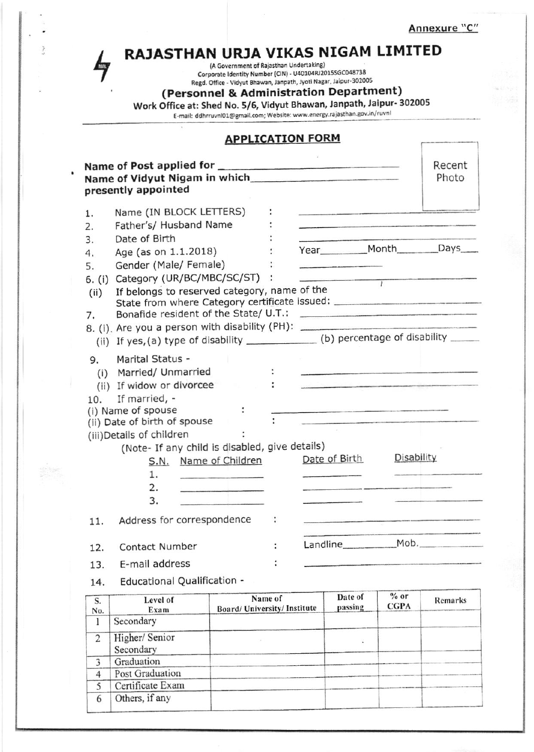Annexure "C"

# RAJASTHAN URJA VIKAS NIGAM LIMITED

(A Government of Rajasthan Undertaking)
Corporate Identity Number (CIN) - U40104RJ2015SGC048738
Regd. Office - Vidyut Bhawan, Janpath, Jyoti Nagar, Jaipur-302005

## (Personnel & Administration Department)

Work Office at: Shed No. 5/6, Vidyut Bhawan, Janpath, Jaipur- 302005
E-mail: ddhrruvnl01@gmail.com; Website: www.energy.rajasthan.gov.in/ruvnl

## APPLICATION FORM

**Name of Post applied for** ______________________

**Name of Vidyut Nigam in which presently appointed** ______________________

Recent Photo

1. Name (IN BLOCK LETTERS) : ______________________
2. Father's/ Husband Name : ______________________
3. Date of Birth : ______________________
4. Age (as on 1.1.2018) : Year_______ Month_______ Days___
5. Gender (Male/ Female) : ______________________
6. (i) Category (UR/BC/MBC/SC/ST) : ______________________
   (ii) If belongs to reserved category, name of the State from where Category certificate issued: ______________________
7. Bonafide resident of the State/ U.T.: ______________________
8. (i). Are you a person with disability (PH): ______________________
   (ii) If yes,(a) type of disability ____________ (b) percentage of disability _____
9. Marital Status -
   (i) Married/ Unmarried : ______________________
   (ii) If widow or divorcee : ______________________
10. If married, -
   (i) Name of spouse : ______________________
   (ii) Date of birth of spouse : ______________________
   (iii)Details of children :
   (Note- If any child is disabled, give details)

| S.N. | Name of Children | Date of Birth | Disability |
|---|---|---|---|
| 1. | | | |
| 2. | | | |
| 3. | | | |

11. Address for correspondence : ______________________
12. Contact Number : Landline__________ Mob.__________
13. E-mail address : ______________________
14. Educational Qualification -

| S. No. | Level of Exam | Name of Board/ University/ Institute | Date of passing | % or CGPA | Remarks |
|---|---|---|---|---|---|
| 1 | Secondary | | | | |
| 2 | Higher/ Senior Secondary | | | | |
| 3 | Graduation | | | | |
| 4 | Post Graduation | | | | |
| 5 | Certificate Exam | | | | |
| 6 | Others, if any | | | | |